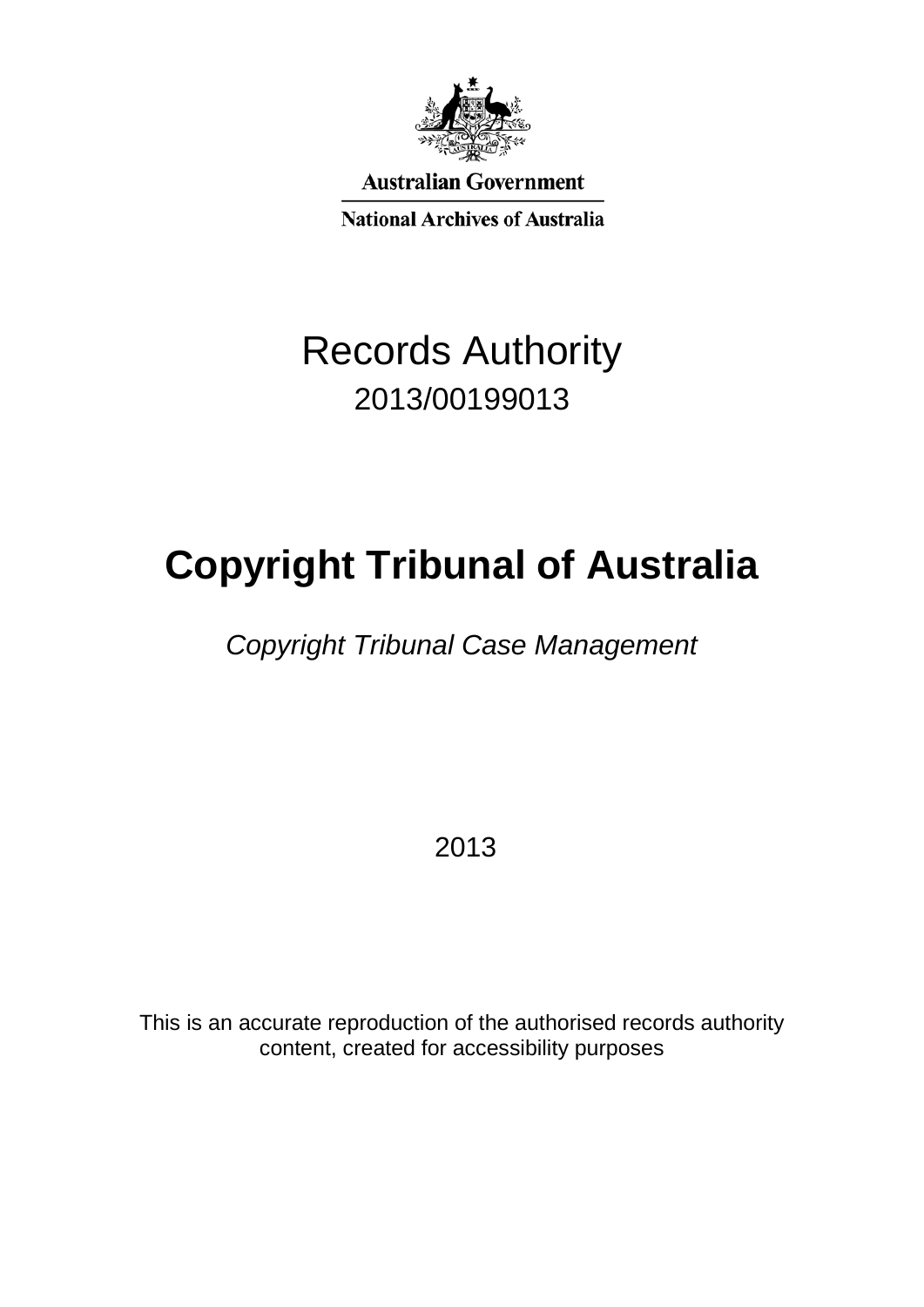Australian Government

National Archives of Australia

# Records Authority

2013/00199013

# Copyright Tribunal of Australia

*Copyright Tribunal Case Management*

2013

This is an accurate reproduction of the authorised records authority content, created for accessibility purposes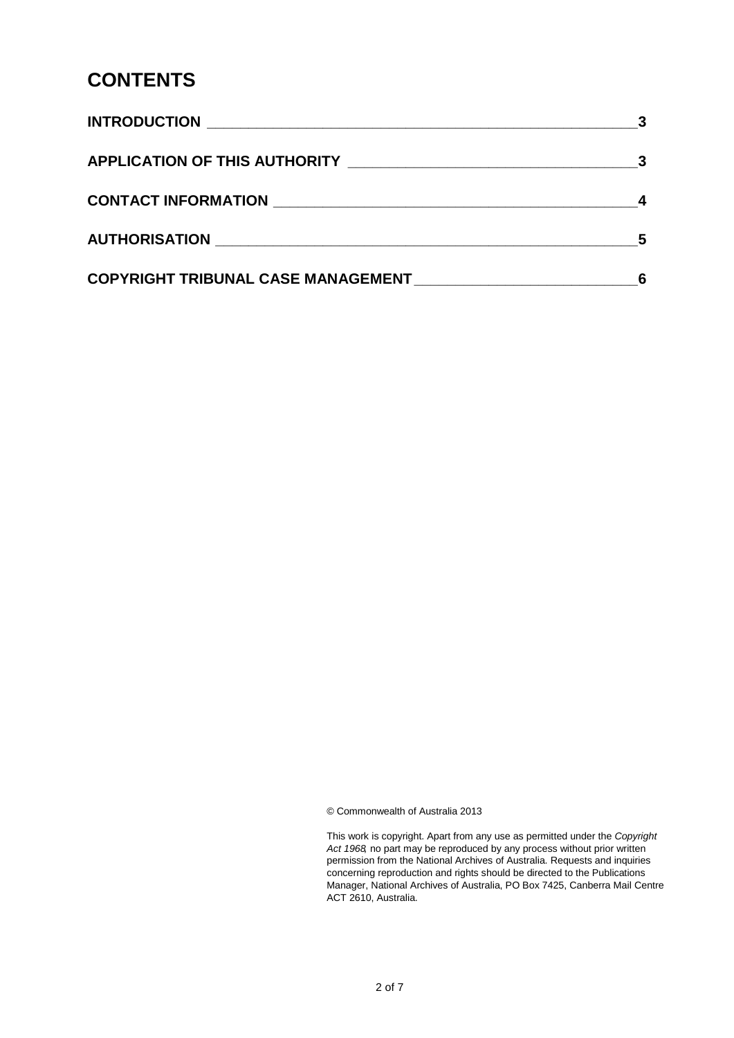# CONTENTS

| | |
|---|---|
| **INTRODUCTION** | **3** |
| **APPLICATION OF THIS AUTHORITY** | **3** |
| **CONTACT INFORMATION** | **4** |
| **AUTHORISATION** | **5** |
| **COPYRIGHT TRIBUNAL CASE MANAGEMENT** | **6** |

© Commonwealth of Australia 2013

This work is copyright. Apart from any use as permitted under the *Copyright Act 1968*, no part may be reproduced by any process without prior written permission from the National Archives of Australia. Requests and inquiries concerning reproduction and rights should be directed to the Publications Manager, National Archives of Australia, PO Box 7425, Canberra Mail Centre ACT 2610, Australia.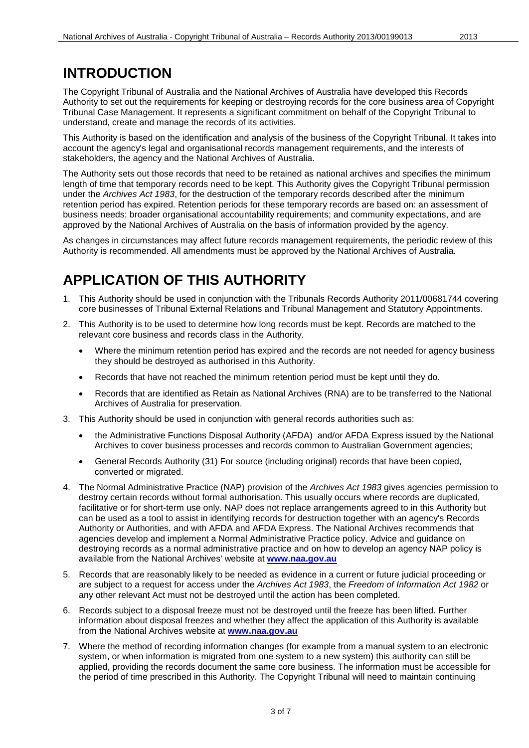# INTRODUCTION

The Copyright Tribunal of Australia and the National Archives of Australia have developed this Records Authority to set out the requirements for keeping or destroying records for the core business area of Copyright Tribunal Case Management. It represents a significant commitment on behalf of the Copyright Tribunal to understand, create and manage the records of its activities.

This Authority is based on the identification and analysis of the business of the Copyright Tribunal. It takes into account the agency's legal and organisational records management requirements, and the interests of stakeholders, the agency and the National Archives of Australia.

The Authority sets out those records that need to be retained as national archives and specifies the minimum length of time that temporary records need to be kept. This Authority gives the Copyright Tribunal permission under the *Archives Act 1983*, for the destruction of the temporary records described after the minimum retention period has expired. Retention periods for these temporary records are based on: an assessment of business needs; broader organisational accountability requirements; and community expectations, and are approved by the National Archives of Australia on the basis of information provided by the agency.

As changes in circumstances may affect future records management requirements, the periodic review of this Authority is recommended. All amendments must be approved by the National Archives of Australia.

# APPLICATION OF THIS AUTHORITY

1. This Authority should be used in conjunction with the Tribunals Records Authority 2011/00681744 covering core businesses of Tribunal External Relations and Tribunal Management and Statutory Appointments.
2. This Authority is to be used to determine how long records must be kept. Records are matched to the relevant core business and records class in the Authority.
   - Where the minimum retention period has expired and the records are not needed for agency business they should be destroyed as authorised in this Authority.
   - Records that have not reached the minimum retention period must be kept until they do.
   - Records that are identified as Retain as National Archives (RNA) are to be transferred to the National Archives of Australia for preservation.
3. This Authority should be used in conjunction with general records authorities such as:
   - the Administrative Functions Disposal Authority (AFDA) and/or AFDA Express issued by the National Archives to cover business processes and records common to Australian Government agencies;
   - General Records Authority (31) For source (including original) records that have been copied, converted or migrated.
4. The Normal Administrative Practice (NAP) provision of the *Archives Act 1983* gives agencies permission to destroy certain records without formal authorisation. This usually occurs where records are duplicated, facilitative or for short-term use only. NAP does not replace arrangements agreed to in this Authority but can be used as a tool to assist in identifying records for destruction together with an agency's Records Authority or Authorities, and with AFDA and AFDA Express. The National Archives recommends that agencies develop and implement a Normal Administrative Practice policy. Advice and guidance on destroying records as a normal administrative practice and on how to develop an agency NAP policy is available from the National Archives' website at **www.naa.gov.au**
5. Records that are reasonably likely to be needed as evidence in a current or future judicial proceeding or are subject to a request for access under the *Archives Act 1983*, the *Freedom of Information Act 1982* or any other relevant Act must not be destroyed until the action has been completed.
6. Records subject to a disposal freeze must not be destroyed until the freeze has been lifted. Further information about disposal freezes and whether they affect the application of this Authority is available from the National Archives website at **www.naa.gov.au**
7. Where the method of recording information changes (for example from a manual system to an electronic system, or when information is migrated from one system to a new system) this authority can still be applied, providing the records document the same core business. The information must be accessible for the period of time prescribed in this Authority. The Copyright Tribunal will need to maintain continuing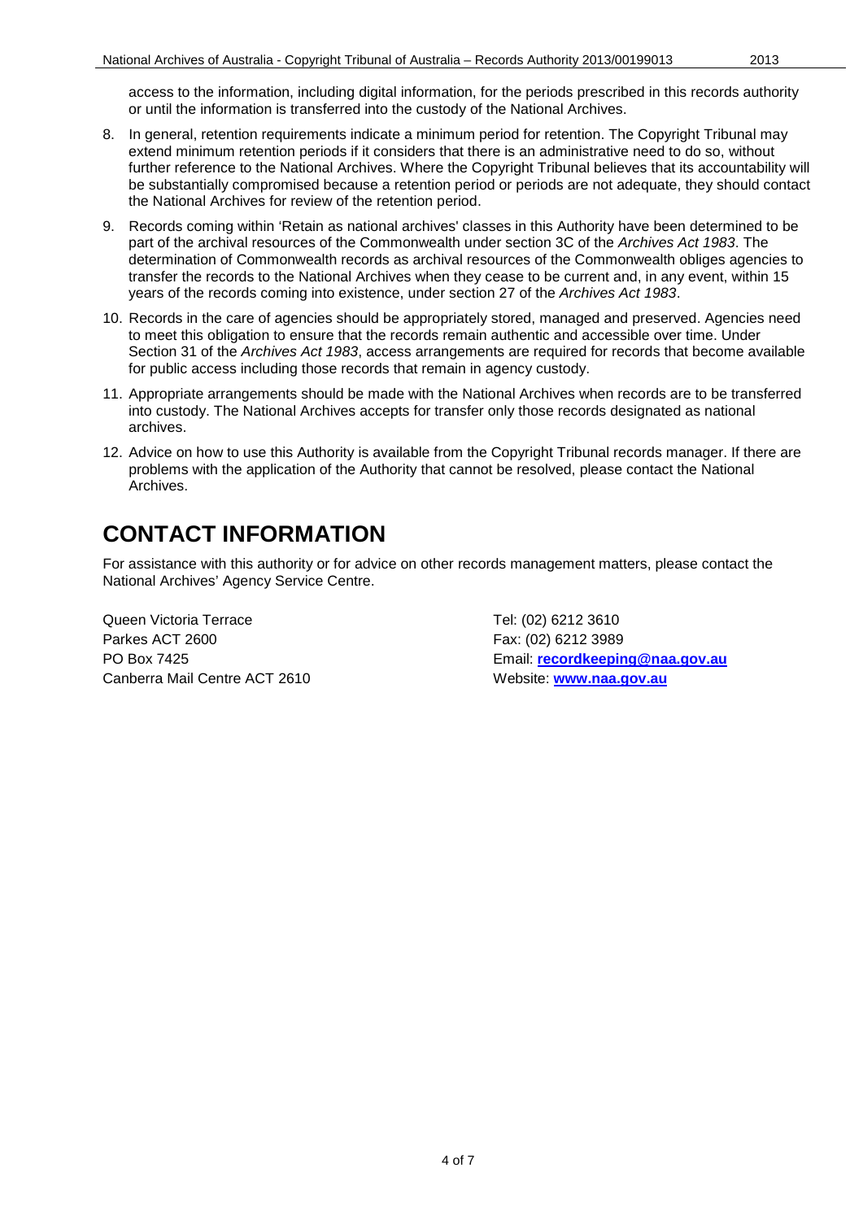access to the information, including digital information, for the periods prescribed in this records authority or until the information is transferred into the custody of the National Archives.

8. In general, retention requirements indicate a minimum period for retention. The Copyright Tribunal may extend minimum retention periods if it considers that there is an administrative need to do so, without further reference to the National Archives. Where the Copyright Tribunal believes that its accountability will be substantially compromised because a retention period or periods are not adequate, they should contact the National Archives for review of the retention period.
9. Records coming within 'Retain as national archives' classes in this Authority have been determined to be part of the archival resources of the Commonwealth under section 3C of the *Archives Act 1983*. The determination of Commonwealth records as archival resources of the Commonwealth obliges agencies to transfer the records to the National Archives when they cease to be current and, in any event, within 15 years of the records coming into existence, under section 27 of the *Archives Act 1983*.
10. Records in the care of agencies should be appropriately stored, managed and preserved. Agencies need to meet this obligation to ensure that the records remain authentic and accessible over time. Under Section 31 of the *Archives Act 1983*, access arrangements are required for records that become available for public access including those records that remain in agency custody.
11. Appropriate arrangements should be made with the National Archives when records are to be transferred into custody. The National Archives accepts for transfer only those records designated as national archives.
12. Advice on how to use this Authority is available from the Copyright Tribunal records manager. If there are problems with the application of the Authority that cannot be resolved, please contact the National Archives.

# CONTACT INFORMATION

For assistance with this authority or for advice on other records management matters, please contact the National Archives' Agency Service Centre.

Queen Victoria Terrace
Parkes ACT 2600
PO Box 7425
Canberra Mail Centre ACT 2610

Tel: (02) 6212 3610
Fax: (02) 6212 3989
Email: **recordkeeping@naa.gov.au**
Website: **www.naa.gov.au**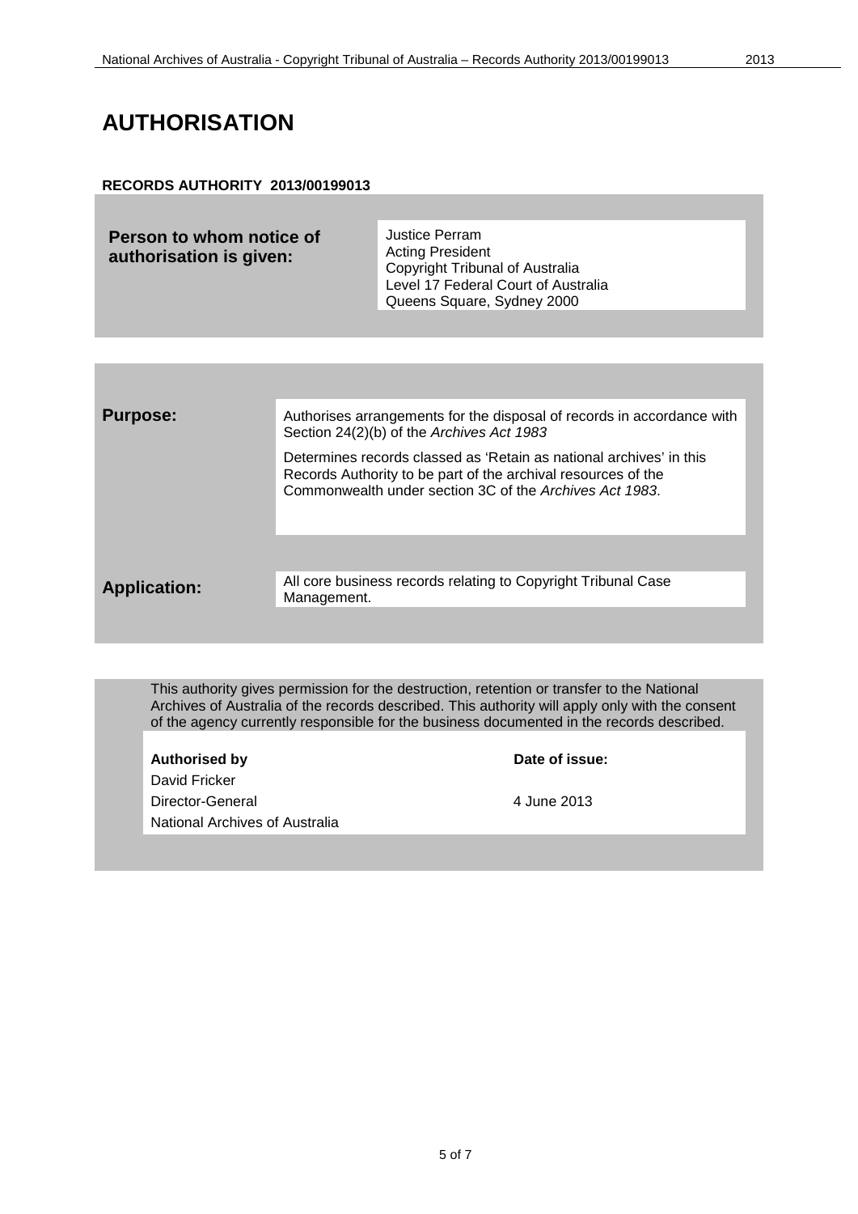# AUTHORISATION

**RECORDS AUTHORITY 2013/00199013**

| **Person to whom notice of authorisation is given:** | Justice Perram<br>Acting President<br>Copyright Tribunal of Australia<br>Level 17 Federal Court of Australia<br>Queens Square, Sydney 2000 |
|---|---|

| | |
|---|---|
| **Purpose:** | Authorises arrangements for the disposal of records in accordance with Section 24(2)(b) of the *Archives Act 1983*<br><br>Determines records classed as 'Retain as national archives' in this Records Authority to be part of the archival resources of the Commonwealth under section 3C of the *Archives Act 1983*. |
| **Application:** | All core business records relating to Copyright Tribunal Case Management. |

This authority gives permission for the destruction, retention or transfer to the National Archives of Australia of the records described. This authority will apply only with the consent of the agency currently responsible for the business documented in the records described.

| **Authorised by** | **Date of issue:** |
|---|---|
| David Fricker<br>Director-General<br>National Archives of Australia | 4 June 2013 |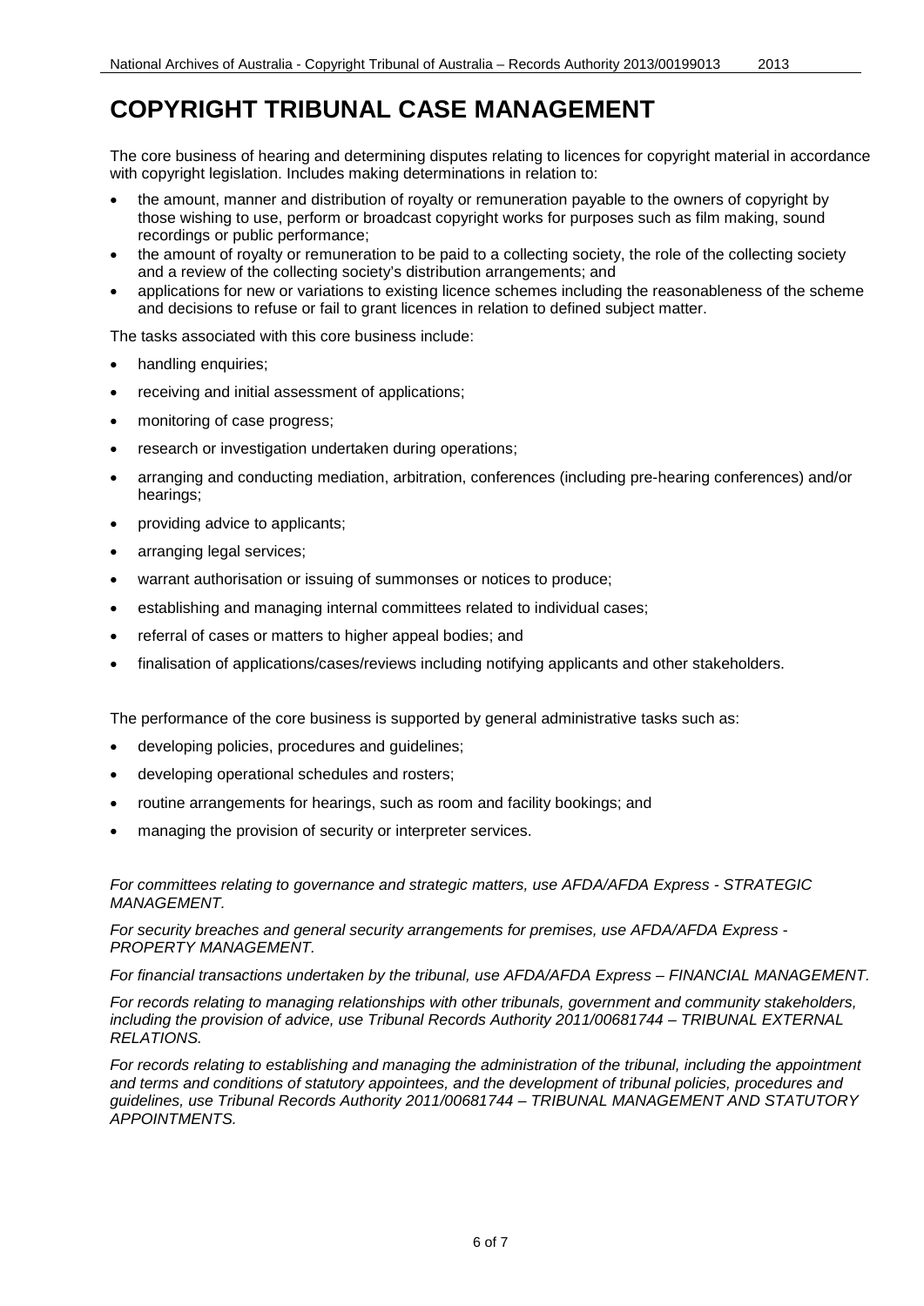# COPYRIGHT TRIBUNAL CASE MANAGEMENT

The core business of hearing and determining disputes relating to licences for copyright material in accordance with copyright legislation. Includes making determinations in relation to:

- the amount, manner and distribution of royalty or remuneration payable to the owners of copyright by those wishing to use, perform or broadcast copyright works for purposes such as film making, sound recordings or public performance;
- the amount of royalty or remuneration to be paid to a collecting society, the role of the collecting society and a review of the collecting society's distribution arrangements; and
- applications for new or variations to existing licence schemes including the reasonableness of the scheme and decisions to refuse or fail to grant licences in relation to defined subject matter.

The tasks associated with this core business include:

- handling enquiries;
- receiving and initial assessment of applications;
- monitoring of case progress;
- research or investigation undertaken during operations;
- arranging and conducting mediation, arbitration, conferences (including pre-hearing conferences) and/or hearings;
- providing advice to applicants;
- arranging legal services;
- warrant authorisation or issuing of summonses or notices to produce;
- establishing and managing internal committees related to individual cases;
- referral of cases or matters to higher appeal bodies; and
- finalisation of applications/cases/reviews including notifying applicants and other stakeholders.

The performance of the core business is supported by general administrative tasks such as:

- developing policies, procedures and guidelines;
- developing operational schedules and rosters;
- routine arrangements for hearings, such as room and facility bookings; and
- managing the provision of security or interpreter services.

*For committees relating to governance and strategic matters, use AFDA/AFDA Express - STRATEGIC MANAGEMENT.*

*For security breaches and general security arrangements for premises, use AFDA/AFDA Express - PROPERTY MANAGEMENT.*

*For financial transactions undertaken by the tribunal, use AFDA/AFDA Express – FINANCIAL MANAGEMENT.*

*For records relating to managing relationships with other tribunals, government and community stakeholders, including the provision of advice, use Tribunal Records Authority 2011/00681744 – TRIBUNAL EXTERNAL RELATIONS.*

*For records relating to establishing and managing the administration of the tribunal, including the appointment and terms and conditions of statutory appointees, and the development of tribunal policies, procedures and guidelines, use Tribunal Records Authority 2011/00681744 – TRIBUNAL MANAGEMENT AND STATUTORY APPOINTMENTS.*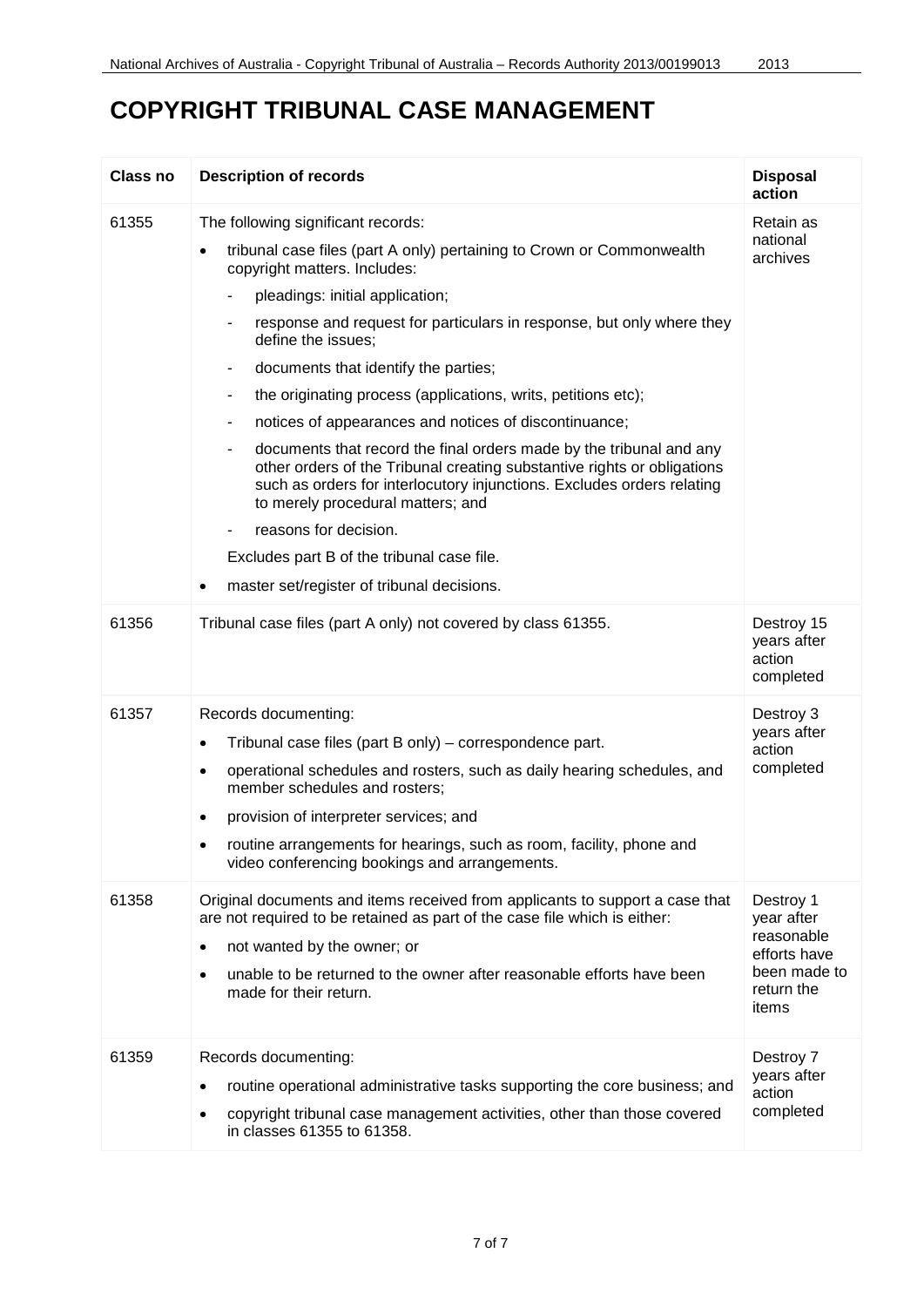# COPYRIGHT TRIBUNAL CASE MANAGEMENT

| Class no | Description of records | Disposal action |
| --- | --- | --- |
| 61355 | The following significant records:<br>• tribunal case files (part A only) pertaining to Crown or Commonwealth copyright matters. Includes:<br>- pleadings: initial application;<br>- response and request for particulars in response, but only where they define the issues;<br>- documents that identify the parties;<br>- the originating process (applications, writs, petitions etc);<br>- notices of appearances and notices of discontinuance;<br>- documents that record the final orders made by the tribunal and any other orders of the Tribunal creating substantive rights or obligations such as orders for interlocutory injunctions. Excludes orders relating to merely procedural matters; and<br>- reasons for decision.<br>Excludes part B of the tribunal case file.<br>• master set/register of tribunal decisions. | Retain as national archives |
| 61356 | Tribunal case files (part A only) not covered by class 61355. | Destroy 15 years after action completed |
| 61357 | Records documenting:<br>• Tribunal case files (part B only) – correspondence part.<br>• operational schedules and rosters, such as daily hearing schedules, and member schedules and rosters;<br>• provision of interpreter services; and<br>• routine arrangements for hearings, such as room, facility, phone and video conferencing bookings and arrangements. | Destroy 3 years after action completed |
| 61358 | Original documents and items received from applicants to support a case that are not required to be retained as part of the case file which is either:<br>• not wanted by the owner; or<br>• unable to be returned to the owner after reasonable efforts have been made for their return. | Destroy 1 year after reasonable efforts have been made to return the items |
| 61359 | Records documenting:<br>• routine operational administrative tasks supporting the core business; and<br>• copyright tribunal case management activities, other than those covered in classes 61355 to 61358. | Destroy 7 years after action completed |